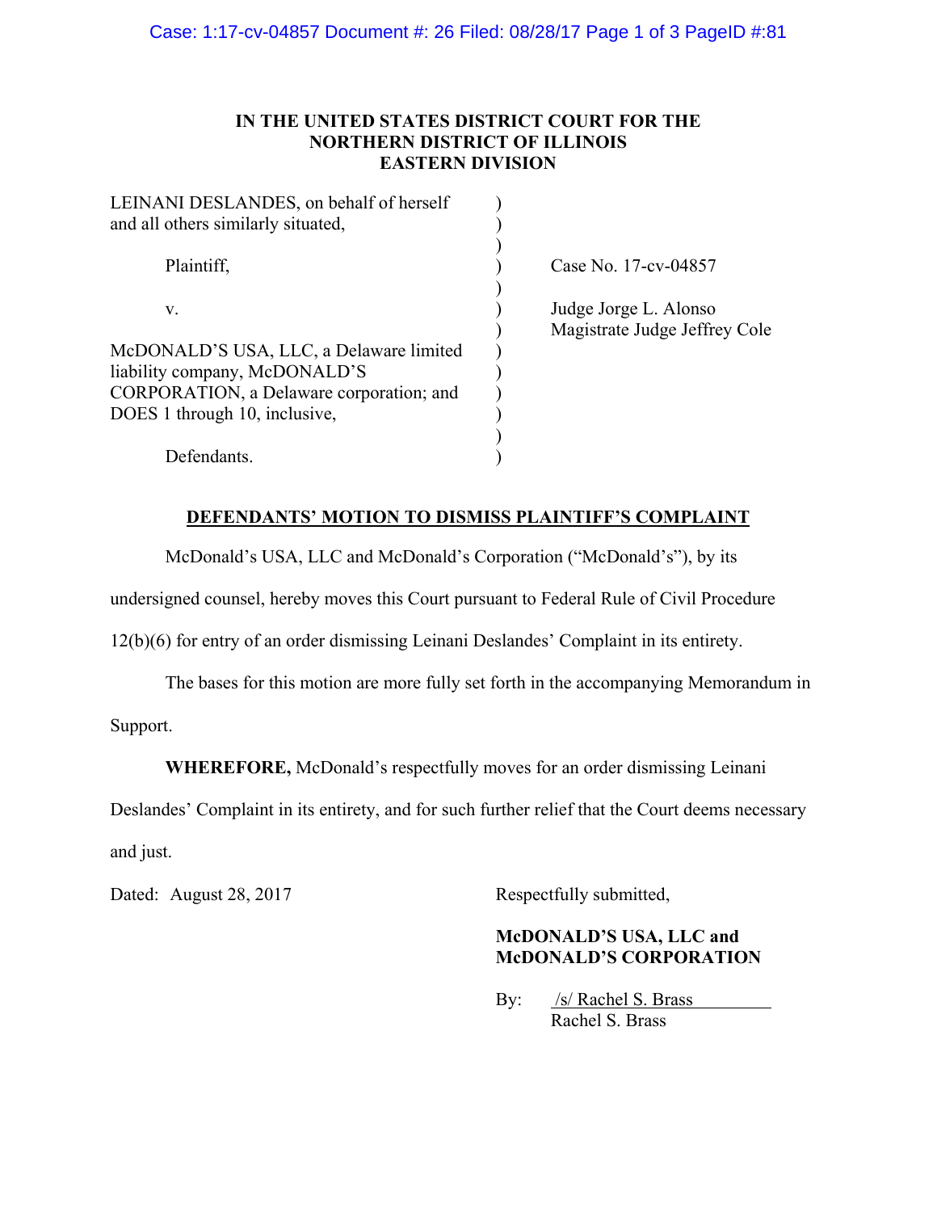**IN THE UNITED STATES DISTRICT COURT FOR THE NORTHERN DISTRICT OF ILLINOIS EASTERN DIVISION**

| | | |
|---|---|---|
| LEINANI DESLANDES, on behalf of herself and all others similarly situated, | ) | |
| Plaintiff, | ) | Case No. 17-cv-04857 |
| v. | ) | Judge Jorge L. Alonso<br>Magistrate Judge Jeffrey Cole |
| McDONALD'S USA, LLC, a Delaware limited liability company, McDONALD'S CORPORATION, a Delaware corporation; and DOES 1 through 10, inclusive, | ) | |
| Defendants. | ) | |

**DEFENDANTS' MOTION TO DISMISS PLAINTIFF'S COMPLAINT**

McDonald's USA, LLC and McDonald's Corporation ("McDonald's"), by its undersigned counsel, hereby moves this Court pursuant to Federal Rule of Civil Procedure 12(b)(6) for entry of an order dismissing Leinani Deslandes' Complaint in its entirety.

The bases for this motion are more fully set forth in the accompanying Memorandum in Support.

**WHEREFORE,** McDonald's respectfully moves for an order dismissing Leinani Deslandes' Complaint in its entirety, and for such further relief that the Court deems necessary and just.

Dated: August 28, 2017

Respectfully submitted,

**McDONALD'S USA, LLC and McDONALD'S CORPORATION**

By: /s/ Rachel S. Brass
Rachel S. Brass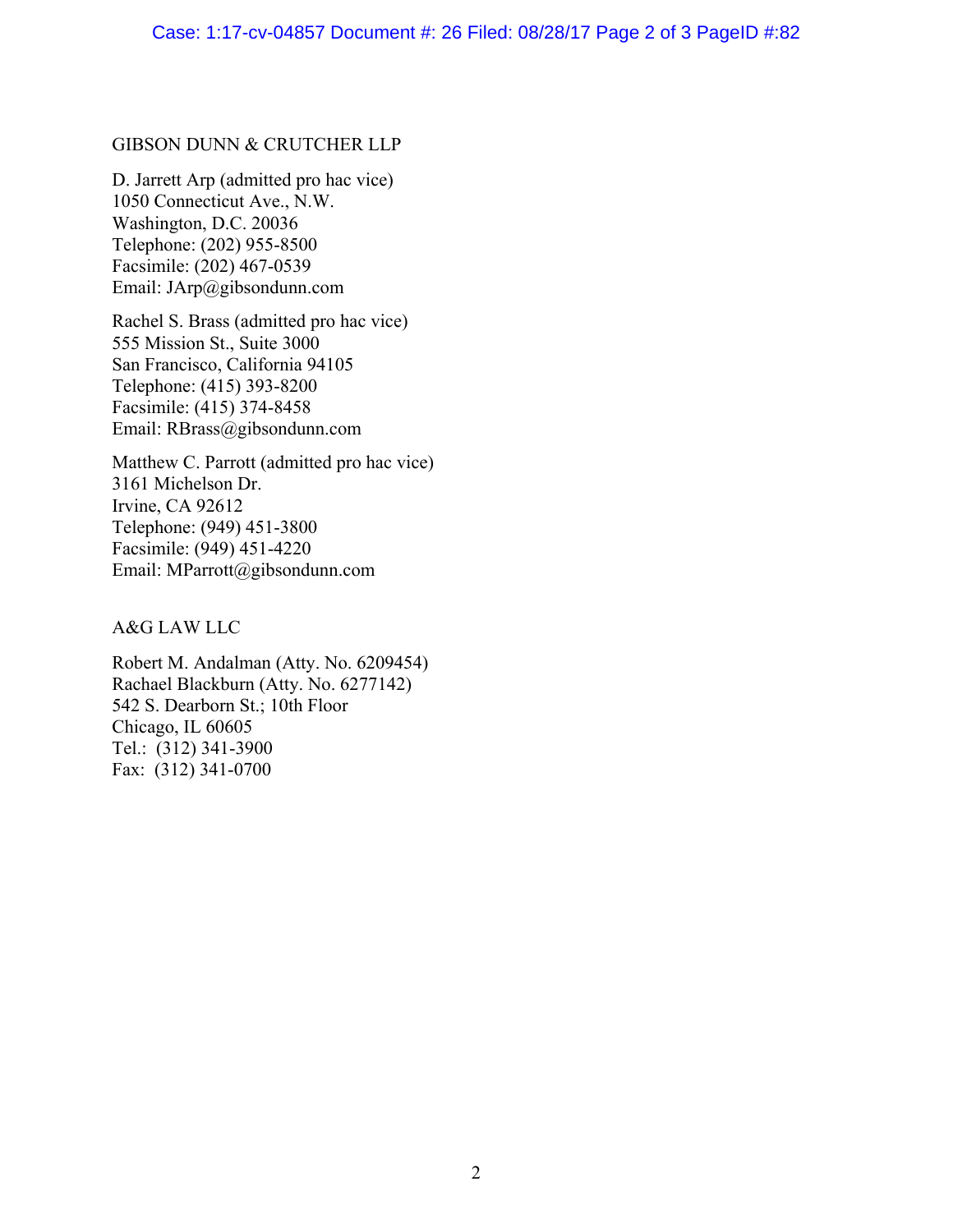GIBSON DUNN & CRUTCHER LLP

D. Jarrett Arp (admitted pro hac vice)
1050 Connecticut Ave., N.W.
Washington, D.C. 20036
Telephone: (202) 955-8500
Facsimile: (202) 467-0539
Email: JArp@gibsondunn.com

Rachel S. Brass (admitted pro hac vice)
555 Mission St., Suite 3000
San Francisco, California 94105
Telephone: (415) 393-8200
Facsimile: (415) 374-8458
Email: RBrass@gibsondunn.com

Matthew C. Parrott (admitted pro hac vice)
3161 Michelson Dr.
Irvine, CA 92612
Telephone: (949) 451-3800
Facsimile: (949) 451-4220
Email: MParrott@gibsondunn.com

A&G LAW LLC

Robert M. Andalman (Atty. No. 6209454)
Rachael Blackburn (Atty. No. 6277142)
542 S. Dearborn St.; 10th Floor
Chicago, IL 60605
Tel.: (312) 341-3900
Fax: (312) 341-0700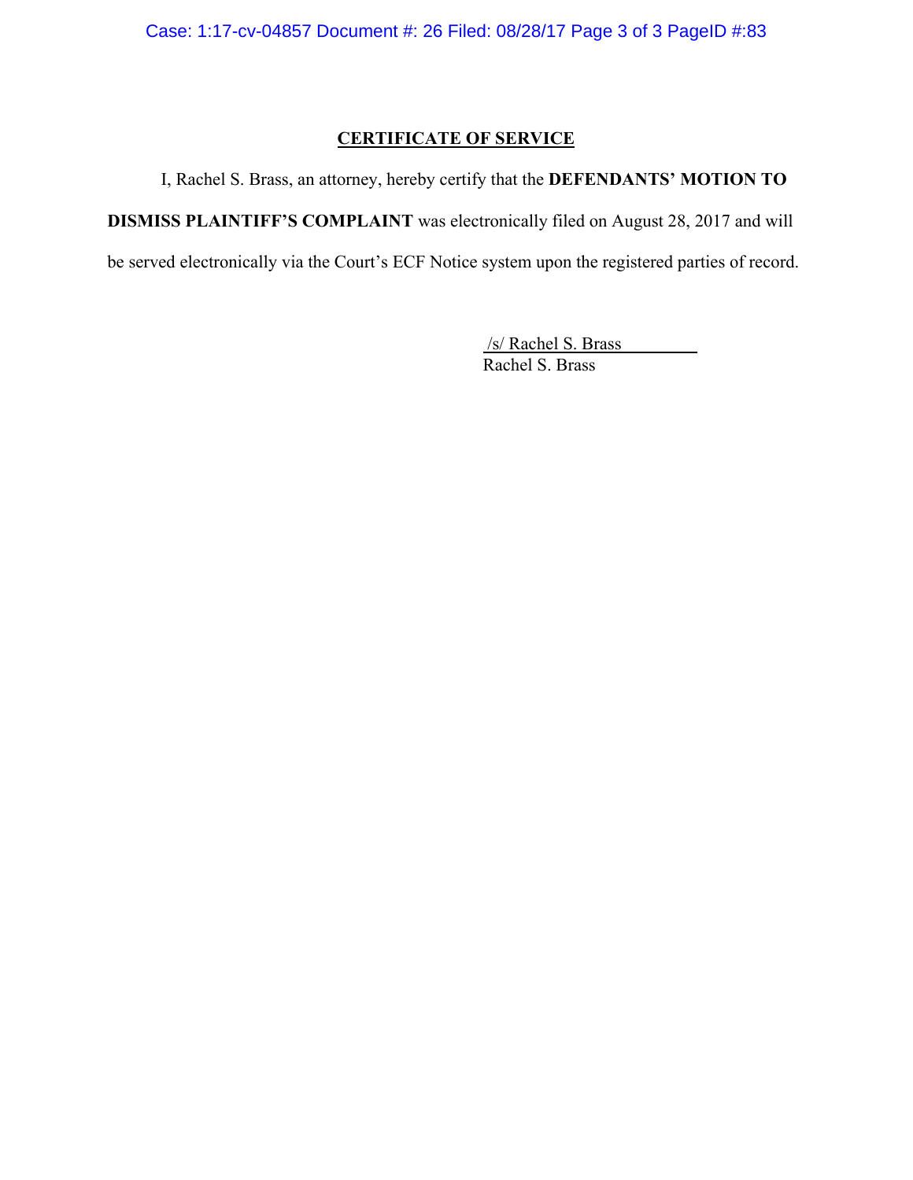## CERTIFICATE OF SERVICE

I, Rachel S. Brass, an attorney, hereby certify that the **DEFENDANTS' MOTION TO DISMISS PLAINTIFF'S COMPLAINT** was electronically filed on August 28, 2017 and will be served electronically via the Court's ECF Notice system upon the registered parties of record.

/s/ Rachel S. Brass
Rachel S. Brass